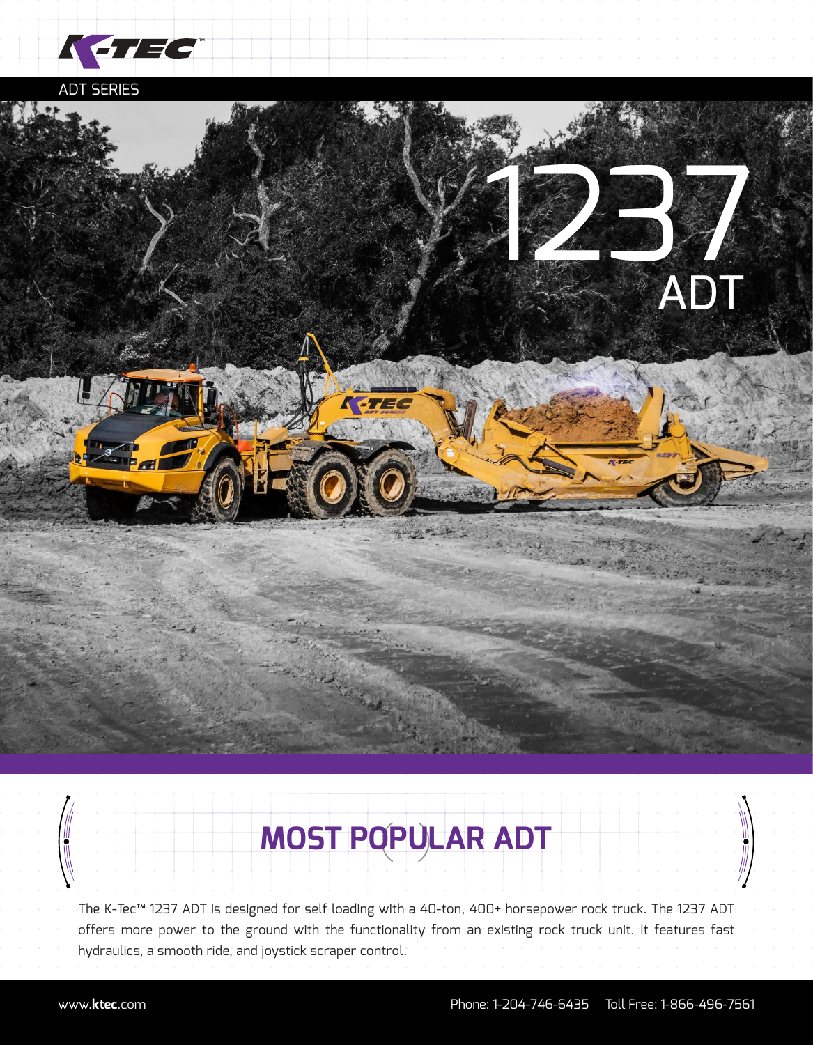K-TEC™

ADT SERIES

# 1237 ADT

## MOST POPULAR ADT

The K-Tec™ 1237 ADT is designed for self loading with a 40-ton, 400+ horsepower rock truck. The 1237 ADT offers more power to the ground with the functionality from an existing rock truck unit. It features fast hydraulics, a smooth ride, and joystick scraper control.

www.**ktec**.com

Phone: 1-204-746-6435 Toll Free: 1-866-496-7561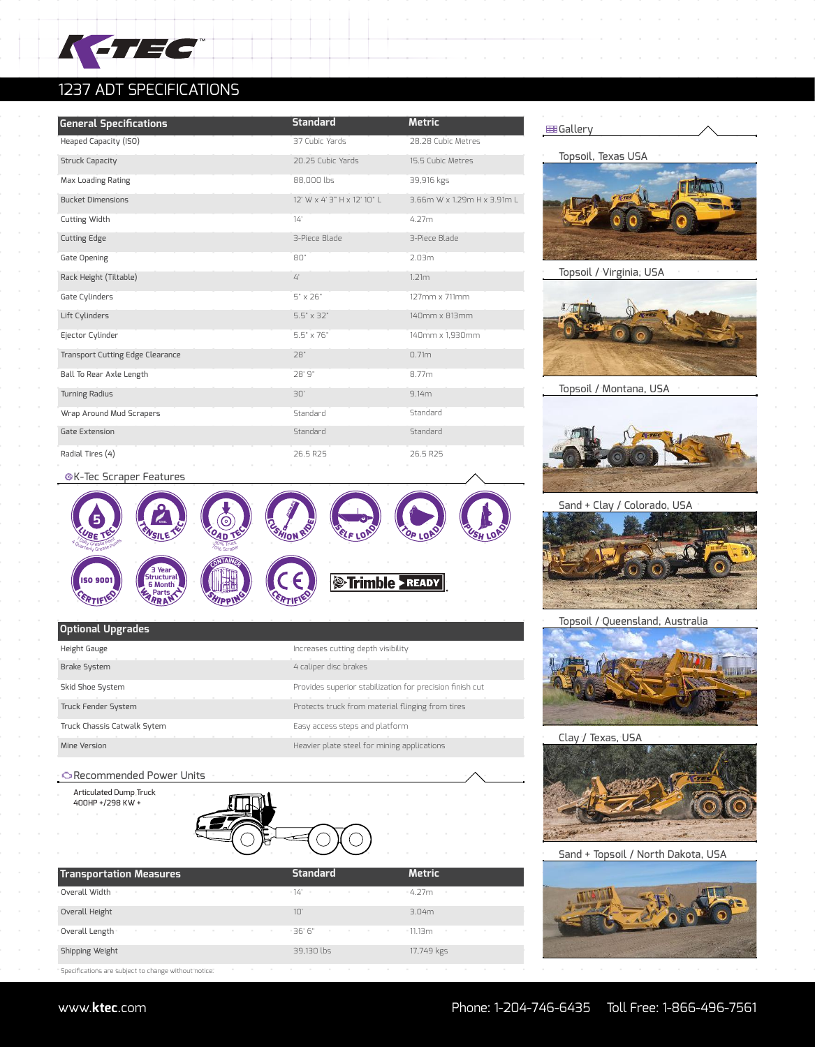# 1237 ADT SPECIFICATIONS

| General Specifications | Standard | Metric |
|---|---|---|
| Heaped Capacity (ISO) | 37 Cubic Yards | 28.28 Cubic Metres |
| Struck Capacity | 20.25 Cubic Yards | 15.5 Cubic Metres |
| Max Loading Rating | 88,000 lbs | 39,916 kgs |
| Bucket Dimensions | 12' W x 4' 3" H x 12' 10" L | 3.66m W x 1.29m H x 3.91m L |
| Cutting Width | 14' | 4.27m |
| Cutting Edge | 3-Piece Blade | 3-Piece Blade |
| Gate Opening | 80" | 2.03m |
| Rack Height (Tiltable) | 4' | 1.21m |
| Gate Cylinders | 5" x 26" | 127mm x 711mm |
| Lift Cylinders | 5.5" x 32" | 140mm x 813mm |
| Ejector Cylinder | 5.5" x 76" | 140mm x 1,930mm |
| Transport Cutting Edge Clearance | 28" | 0.71m |
| Ball To Rear Axle Length | 28' 9" | 8.77m |
| Turning Radius | 30' | 9.14m |
| Wrap Around Mud Scrapers | Standard | Standard |
| Gate Extension | Standard | Standard |
| Radial Tires (4) | 26.5 R25 | 26.5 R25 |

## K-Tec Scraper Features

LUBE TEC (4 Daily Grease Points, 4 Quarterly Grease Points) · TENSILE TEC · LOAD TEC (30% Truck, 70% Scraper) · CUSHION RIDE · SELF LOAD · TOP LOAD · PUSH LOAD · ISO 9001 CERTIFIED · 3 Year Structural, 6 Month Parts WARRANTY · CONTAINER SHIPPING · CE CERTIFIED · Trimble READY

| Optional Upgrades | |
|---|---|
| Height Gauge | Increases cutting depth visibility |
| Brake System | 4 caliper disc brakes |
| Skid Shoe System | Provides superior stabilization for precision finish cut |
| Truck Fender System | Protects truck from material flinging from tires |
| Truck Chassis Catwalk Sytem | Easy access steps and platform |
| Mine Version | Heavier plate steel for mining applications |

## Recommended Power Units

Articulated Dump Truck
400HP +/298 KW +

| Transportation Measures | Standard | Metric |
|---|---|---|
| Overall Width | 14' | 4.27m |
| Overall Height | 10' | 3.04m |
| Overall Length | 36' 6" | 11.13m |
| Shipping Weight | 39,130 lbs | 17,749 kgs |

Specifications are subject to change without notice.

## Gallery

Topsoil, Texas USA

Topsoil / Virginia, USA

Topsoil / Montana, USA

Sand + Clay / Colorado, USA

Topsoil / Queensland, Australia

Clay / Texas, USA

Sand + Topsoil / North Dakota, USA

www.ktec.com Phone: 1-204-746-6435 Toll Free: 1-866-496-7561